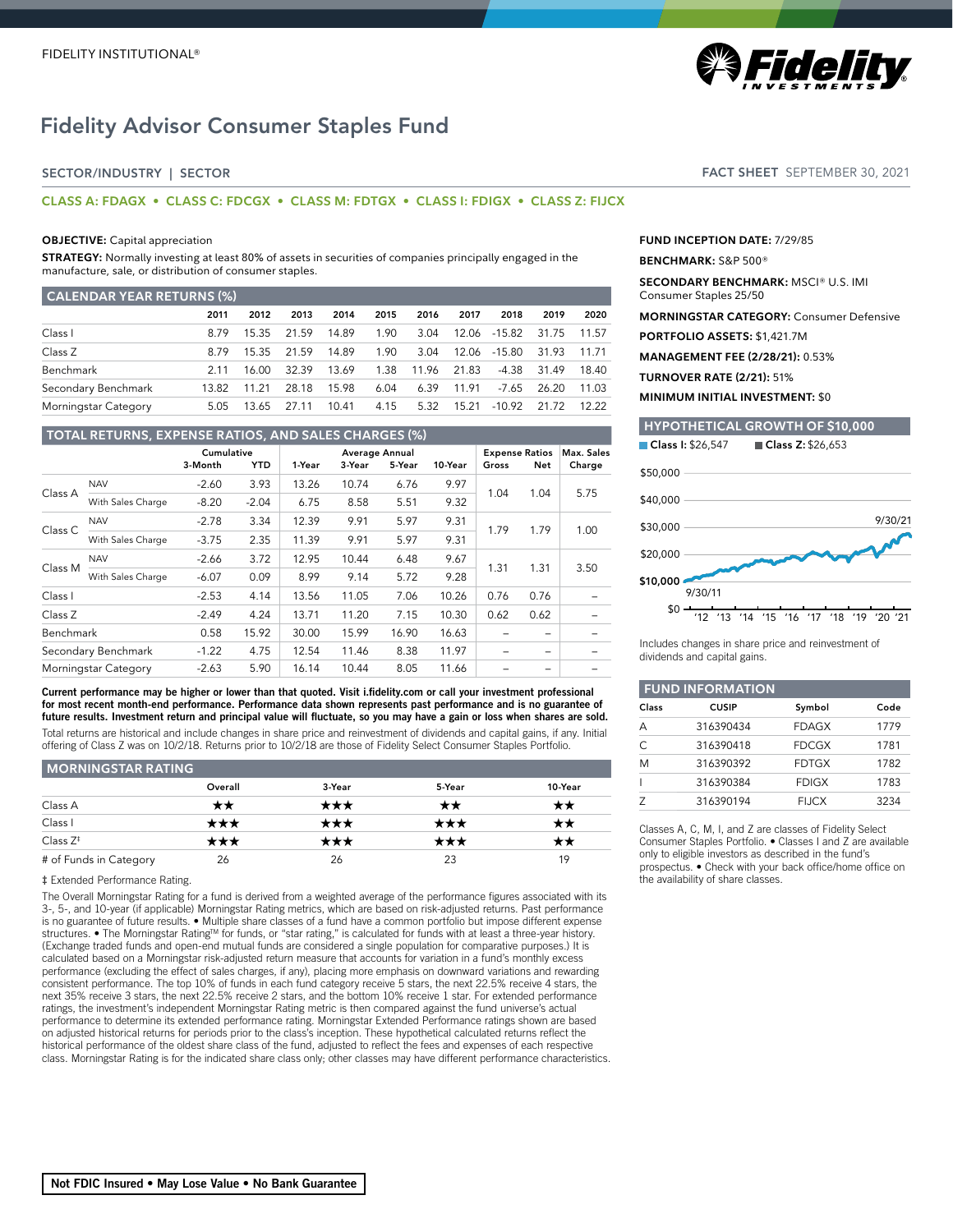FIDELITY INSTITUTIONAL®

# Fidelity Advisor Consumer Staples Fund

SECTOR/INDUSTRY | SECTOR

**FACT SHEET** SEPTEMBER 30, 2021

**CLASS A: FDAGX • CLASS C: FDCGX • CLASS M: FDTGX • CLASS I: FDIGX • CLASS Z: FIJCX**

**OBJECTIVE:** Capital appreciation

**STRATEGY:** Normally investing at least 80% of assets in securities of companies principally engaged in the manufacture, sale, or distribution of consumer staples.

## CALENDAR YEAR RETURNS (%)

| | 2011 | 2012 | 2013 | 2014 | 2015 | 2016 | 2017 | 2018 | 2019 | 2020 |
|---|---|---|---|---|---|---|---|---|---|---|
| Class I | 8.79 | 15.35 | 21.59 | 14.89 | 1.90 | 3.04 | 12.06 | -15.82 | 31.75 | 11.57 |
| Class Z | 8.79 | 15.35 | 21.59 | 14.89 | 1.90 | 3.04 | 12.06 | -15.80 | 31.93 | 11.71 |
| Benchmark | 2.11 | 16.00 | 32.39 | 13.69 | 1.38 | 11.96 | 21.83 | -4.38 | 31.49 | 18.40 |
| Secondary Benchmark | 13.82 | 11.21 | 28.18 | 15.98 | 6.04 | 6.39 | 11.91 | -7.65 | 26.20 | 11.03 |
| Morningstar Category | 5.05 | 13.65 | 27.11 | 10.41 | 4.15 | 5.32 | 15.21 | -10.92 | 21.72 | 12.22 |

## TOTAL RETURNS, EXPENSE RATIOS, AND SALES CHARGES (%)

| | | Cumulative | | Average Annual | | | | Expense Ratios | | Max. Sales |
|---|---|---|---|---|---|---|---|---|---|---|
| | | 3-Month | YTD | 1-Year | 3-Year | 5-Year | 10-Year | Gross | Net | Charge |
| Class A | NAV | -2.60 | 3.93 | 13.26 | 10.74 | 6.76 | 9.97 | 1.04 | 1.04 | 5.75 |
| | With Sales Charge | -8.20 | -2.04 | 6.75 | 8.58 | 5.51 | 9.32 | | | |
| Class C | NAV | -2.78 | 3.34 | 12.39 | 9.91 | 5.97 | 9.31 | 1.79 | 1.79 | 1.00 |
| | With Sales Charge | -3.75 | 2.35 | 11.39 | 9.91 | 5.97 | 9.31 | | | |
| Class M | NAV | -2.66 | 3.72 | 12.95 | 10.44 | 6.48 | 9.67 | 1.31 | 1.31 | 3.50 |
| | With Sales Charge | -6.07 | 0.09 | 8.99 | 9.14 | 5.72 | 9.28 | | | |
| Class I | | -2.53 | 4.14 | 13.56 | 11.05 | 7.06 | 10.26 | 0.76 | 0.76 | – |
| Class Z | | -2.49 | 4.24 | 13.71 | 11.20 | 7.15 | 10.30 | 0.62 | 0.62 | – |
| Benchmark | | 0.58 | 15.92 | 30.00 | 15.99 | 16.90 | 16.63 | – | – | – |
| Secondary Benchmark | | -1.22 | 4.75 | 12.54 | 11.46 | 8.38 | 11.97 | – | – | – |
| Morningstar Category | | -2.63 | 5.90 | 16.14 | 10.44 | 8.05 | 11.66 | – | – | – |

**Current performance may be higher or lower than that quoted. Visit i.fidelity.com or call your investment professional for most recent month-end performance. Performance data shown represents past performance and is no guarantee of future results. Investment return and principal value will fluctuate, so you may have a gain or loss when shares are sold.**

Total returns are historical and include changes in share price and reinvestment of dividends and capital gains, if any. Initial offering of Class Z was on 10/2/18. Returns prior to 10/2/18 are those of Fidelity Select Consumer Staples Portfolio.

## MORNINGSTAR RATING

| | Overall | 3-Year | 5-Year | 10-Year |
|---|---|---|---|---|
| Class A | ★★ | ★★★ | ★★ | ★★ |
| Class I | ★★★ | ★★★ | ★★★ | ★★ |
| Class Z‡ | ★★★ | ★★★ | ★★★ | ★★ |
| # of Funds in Category | 26 | 26 | 23 | 19 |

‡ Extended Performance Rating.

The Overall Morningstar Rating for a fund is derived from a weighted average of the performance figures associated with its 3-, 5-, and 10-year (if applicable) Morningstar Rating metrics, which are based on risk-adjusted returns. Past performance is no guarantee of future results. • Multiple share classes of a fund have a common portfolio but impose different expense structures. • The Morningstar Rating™ for funds, or "star rating," is calculated for funds with at least a three-year history. (Exchange traded funds and open-end mutual funds are considered a single population for comparative purposes.) It is calculated based on a Morningstar risk-adjusted return measure that accounts for variation in a fund's monthly excess performance (excluding the effect of sales charges, if any), placing more emphasis on downward variations and rewarding consistent performance. The top 10% of funds in each fund category receive 5 stars, the next 22.5% receive 4 stars, the next 35% receive 3 stars, the next 22.5% receive 2 stars, and the bottom 10% receive 1 star. For extended performance ratings, the investment's independent Morningstar Rating metric is then compared against the fund universe's actual performance to determine its extended performance rating. Morningstar Extended Performance ratings shown are based on adjusted historical returns for periods prior to the class's inception. These hypothetical calculated returns reflect the historical performance of the oldest share class of the fund, adjusted to reflect the fees and expenses of each respective class. Morningstar Rating is for the indicated share class only; other classes may have different performance characteristics.

**FUND INCEPTION DATE:** 7/29/85

**BENCHMARK:** S&P 500®

**SECONDARY BENCHMARK:** MSCI® U.S. IMI Consumer Staples 25/50

**MORNINGSTAR CATEGORY:** Consumer Defensive

**PORTFOLIO ASSETS:** $1,421.7M

**MANAGEMENT FEE (2/28/21):** 0.53%

**TURNOVER RATE (2/21):** 51%

**MINIMUM INITIAL INVESTMENT:** $0

## HYPOTHETICAL GROWTH OF $10,000

**Class I:** $26,547 **Class Z:** $26,653

Includes changes in share price and reinvestment of dividends and capital gains.

## FUND INFORMATION

| Class | CUSIP | Symbol | Code |
|---|---|---|---|
| A | 316390434 | FDAGX | 1779 |
| C | 316390418 | FDCGX | 1781 |
| M | 316390392 | FDTGX | 1782 |
| I | 316390384 | FDIGX | 1783 |
| Z | 316390194 | FIJCX | 3234 |

Classes A, C, M, I, and Z are classes of Fidelity Select Consumer Staples Portfolio. • Classes I and Z are available only to eligible investors as described in the fund's prospectus. • Check with your back office/home office on the availability of share classes.

**Not FDIC Insured • May Lose Value • No Bank Guarantee**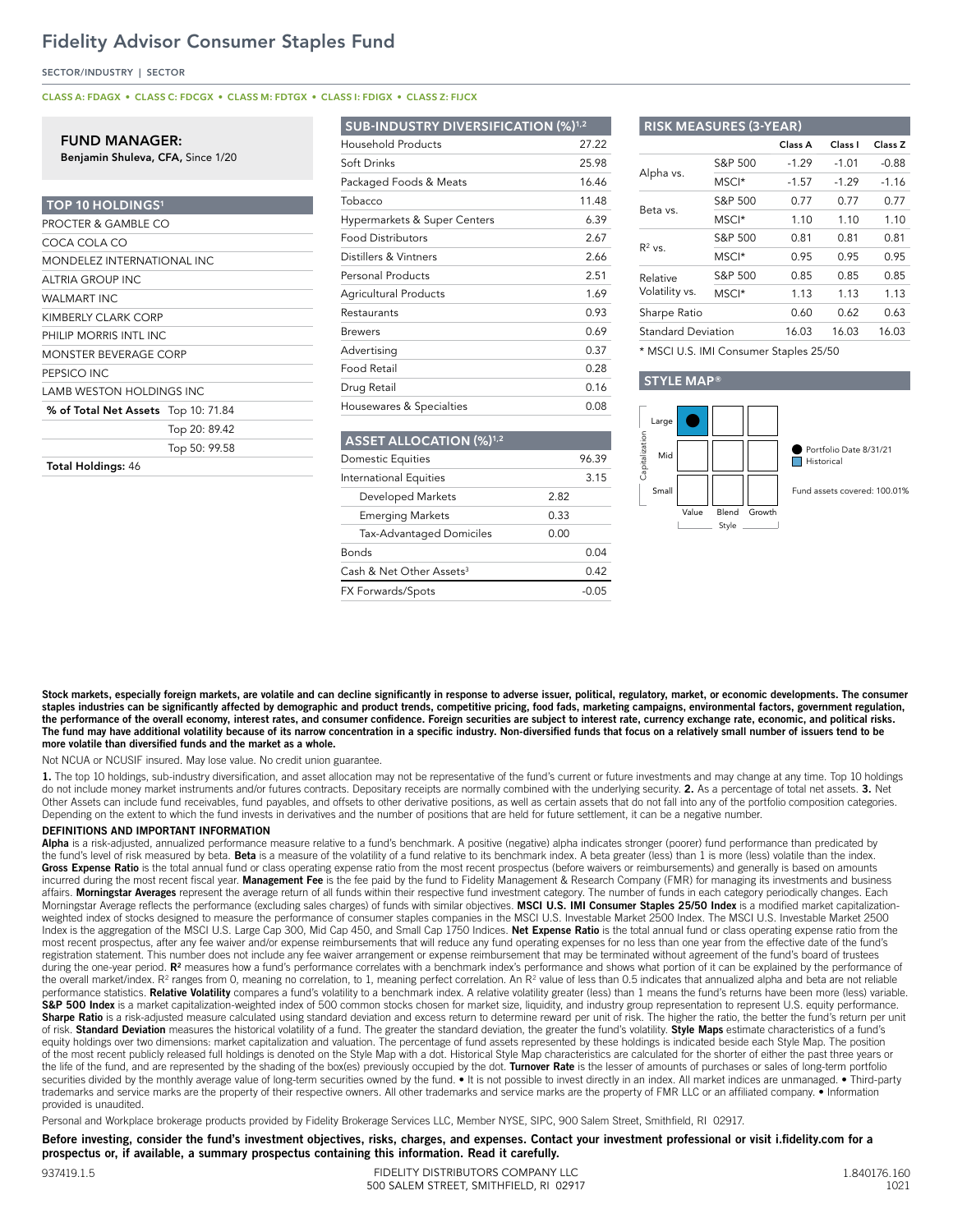# Fidelity Advisor Consumer Staples Fund

SECTOR/INDUSTRY | SECTOR

CLASS A: FDAGX • CLASS C: FDCGX • CLASS M: FDTGX • CLASS I: FDIGX • CLASS Z: FIJCX

**FUND MANAGER:**
**Benjamin Shuleva, CFA,** Since 1/20

## TOP 10 HOLDINGS[1]

| | |
|---|---|
| PROCTER & GAMBLE CO | |
| COCA COLA CO | |
| MONDELEZ INTERNATIONAL INC | |
| ALTRIA GROUP INC | |
| WALMART INC | |
| KIMBERLY CLARK CORP | |
| PHILIP MORRIS INTL INC | |
| MONSTER BEVERAGE CORP | |
| PEPSICO INC | |
| LAMB WESTON HOLDINGS INC | |
| **% of Total Net Assets** | Top 10: 71.84 |
| | Top 20: 89.42 |
| | Top 50: 99.58 |
| **Total Holdings:** 46 | |

## SUB-INDUSTRY DIVERSIFICATION (%)[1,2]

| | |
|---|---|
| Household Products | 27.22 |
| Soft Drinks | 25.98 |
| Packaged Foods & Meats | 16.46 |
| Tobacco | 11.48 |
| Hypermarkets & Super Centers | 6.39 |
| Food Distributors | 2.67 |
| Distillers & Vintners | 2.66 |
| Personal Products | 2.51 |
| Agricultural Products | 1.69 |
| Restaurants | 0.93 |
| Brewers | 0.69 |
| Advertising | 0.37 |
| Food Retail | 0.28 |
| Drug Retail | 0.16 |
| Housewares & Specialties | 0.08 |

## ASSET ALLOCATION (%)[1,2]

| | | |
|---|---|---|
| Domestic Equities | | 96.39 |
| International Equities | | 3.15 |
| Developed Markets | 2.82 | |
| Emerging Markets | 0.33 | |
| Tax-Advantaged Domiciles | 0.00 | |
| Bonds | | 0.04 |
| Cash & Net Other Assets[3] | | 0.42 |
| FX Forwards/Spots | | -0.05 |

## RISK MEASURES (3-YEAR)

| | | Class A | Class I | Class Z |
|---|---|---|---|---|
| Alpha vs. | S&P 500 | -1.29 | -1.01 | -0.88 |
| | MSCI* | -1.57 | -1.29 | -1.16 |
| Beta vs. | S&P 500 | 0.77 | 0.77 | 0.77 |
| | MSCI* | 1.10 | 1.10 | 1.10 |
| $R^2$ vs. | S&P 500 | 0.81 | 0.81 | 0.81 |
| | MSCI* | 0.95 | 0.95 | 0.95 |
| Relative Volatility vs. | S&P 500 | 0.85 | 0.85 | 0.85 |
| | MSCI* | 1.13 | 1.13 | 1.13 |
| Sharpe Ratio | | 0.60 | 0.62 | 0.63 |
| Standard Deviation | | 16.03 | 16.03 | 16.03 |

\* MSCI U.S. IMI Consumer Staples 25/50

## STYLE MAP®

Capitalization: Large, Mid, Small
Style: Value, Blend, Growth

● Portfolio Date 8/31/21
Historical

Fund assets covered: 100.01%

**Stock markets, especially foreign markets, are volatile and can decline significantly in response to adverse issuer, political, regulatory, market, or economic developments. The consumer staples industries can be significantly affected by demographic and product trends, competitive pricing, food fads, marketing campaigns, environmental factors, government regulation, the performance of the overall economy, interest rates, and consumer confidence. Foreign securities are subject to interest rate, currency exchange rate, economic, and political risks. The fund may have additional volatility because of its narrow concentration in a specific industry. Non-diversified funds that focus on a relatively small number of issuers tend to be more volatile than diversified funds and the market as a whole.**

Not NCUA or NCUSIF insured. May lose value. No credit union guarantee.

**1.** The top 10 holdings, sub-industry diversification, and asset allocation may not be representative of the fund's current or future investments and may change at any time. Top 10 holdings do not include money market instruments and/or futures contracts. Depositary receipts are normally combined with the underlying security. **2.** As a percentage of total net assets. **3.** Net Other Assets can include fund receivables, fund payables, and offsets to other derivative positions, as well as certain assets that do not fall into any of the portfolio composition categories. Depending on the extent to which the fund invests in derivatives and the number of positions that are held for future settlement, it can be a negative number.

**DEFINITIONS AND IMPORTANT INFORMATION**

**Alpha** is a risk-adjusted, annualized performance measure relative to a fund's benchmark. A positive (negative) alpha indicates stronger (poorer) fund performance than predicated by the fund's level of risk measured by beta. **Beta** is a measure of the volatility of a fund relative to its benchmark index. A beta greater (less) than 1 is more (less) volatile than the index. **Gross Expense Ratio** is the total annual fund or class operating expense ratio from the most recent prospectus (before waivers or reimbursements) and generally is based on amounts incurred during the most recent fiscal year. **Management Fee** is the fee paid by the fund to Fidelity Management & Research Company (FMR) for managing its investments and business affairs. **Morningstar Averages** represent the average return of all funds within their respective fund investment category. The number of funds in each category periodically changes. Each Morningstar Average reflects the performance (excluding sales charges) of funds with similar objectives. **MSCI U.S. IMI Consumer Staples 25/50 Index** is a modified market capitalization-weighted index of stocks designed to measure the performance of consumer staples companies in the MSCI U.S. Investable Market 2500 Index. The MSCI U.S. Investable Market 2500 Index is the aggregation of the MSCI U.S. Large Cap 300, Mid Cap 450, and Small Cap 1750 Indices. **Net Expense Ratio** is the total annual fund or class operating expense ratio from the most recent prospectus, after any fee waiver and/or expense reimbursements that will reduce any fund operating expenses for no less than one year from the effective date of the fund's registration statement. This number does not include any fee waiver arrangement or expense reimbursement that may be terminated without agreement of the fund's board of trustees during the one-year period. **$R^2$** measures how a fund's performance correlates with a benchmark index's performance and shows what portion of it can be explained by the performance of the overall market/index. $R^2$ ranges from 0, meaning no correlation, to 1, meaning perfect correlation. An $R^2$ value of less than 0.5 indicates that annualized alpha and beta are not reliable performance statistics. **Relative Volatility** compares a fund's volatility to a benchmark index. A relative volatility greater (less) than 1 means the fund's returns have been more (less) variable. **S&P 500 Index** is a market capitalization-weighted index of 500 common stocks chosen for market size, liquidity, and industry group representation to represent U.S. equity performance. **Sharpe Ratio** is a risk-adjusted measure calculated using standard deviation and excess return to determine reward per unit of risk. The higher the ratio, the better the fund's return per unit of risk. **Standard Deviation** measures the historical volatility of a fund. The greater the standard deviation, the greater the fund's volatility. **Style Maps** estimate characteristics of a fund's equity holdings over two dimensions: market capitalization and valuation. The percentage of fund assets represented by these holdings is indicated beside each Style Map. The position of the most recent publicly released full holdings is denoted on the Style Map with a dot. Historical Style Map characteristics are calculated for the shorter of either the past three years or the life of the fund, and are represented by the shading of the box(es) previously occupied by the dot. **Turnover Rate** is the lesser of amounts of purchases or sales of long-term portfolio securities divided by the monthly average value of long-term securities owned by the fund. • It is not possible to invest directly in an index. All market indices are unmanaged. • Third-party trademarks and service marks are the property of their respective owners. All other trademarks and service marks are the property of FMR LLC or an affiliated company. • Information provided is unaudited.

Personal and Workplace brokerage products provided by Fidelity Brokerage Services LLC, Member NYSE, SIPC, 900 Salem Street, Smithfield, RI 02917.

**Before investing, consider the fund's investment objectives, risks, charges, and expenses. Contact your investment professional or visit i.fidelity.com for a prospectus or, if available, a summary prospectus containing this information. Read it carefully.**

937419.1.5

FIDELITY DISTRIBUTORS COMPANY LLC
500 SALEM STREET, SMITHFIELD, RI 02917

1.840176.160
1021